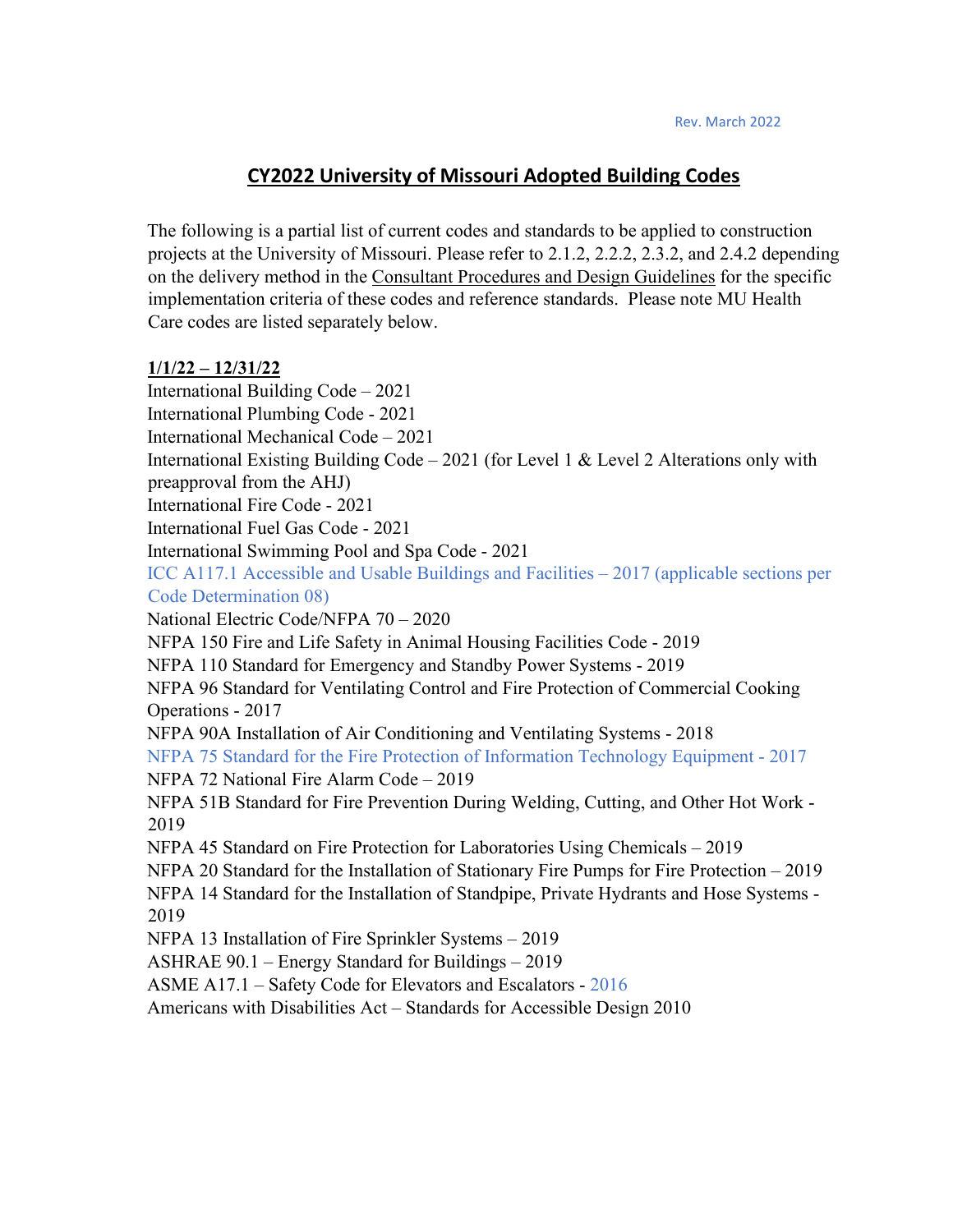Rev. March 2022

# CY2022 University of Missouri Adopted Building Codes

The following is a partial list of current codes and standards to be applied to construction projects at the University of Missouri. Please refer to 2.1.2, 2.2.2, 2.3.2, and 2.4.2 depending on the delivery method in the Consultant Procedures and Design Guidelines for the specific implementation criteria of these codes and reference standards. Please note MU Health Care codes are listed separately below.

**1/1/22 – 12/31/22**

International Building Code – 2021
International Plumbing Code - 2021
International Mechanical Code – 2021
International Existing Building Code – 2021 (for Level 1 & Level 2 Alterations only with preapproval from the AHJ)
International Fire Code - 2021
International Fuel Gas Code - 2021
International Swimming Pool and Spa Code - 2021
ICC A117.1 Accessible and Usable Buildings and Facilities – 2017 (applicable sections per Code Determination 08)
National Electric Code/NFPA 70 – 2020
NFPA 150 Fire and Life Safety in Animal Housing Facilities Code - 2019
NFPA 110 Standard for Emergency and Standby Power Systems - 2019
NFPA 96 Standard for Ventilating Control and Fire Protection of Commercial Cooking Operations - 2017
NFPA 90A Installation of Air Conditioning and Ventilating Systems - 2018
NFPA 75 Standard for the Fire Protection of Information Technology Equipment - 2017
NFPA 72 National Fire Alarm Code – 2019
NFPA 51B Standard for Fire Prevention During Welding, Cutting, and Other Hot Work - 2019
NFPA 45 Standard on Fire Protection for Laboratories Using Chemicals – 2019
NFPA 20 Standard for the Installation of Stationary Fire Pumps for Fire Protection – 2019
NFPA 14 Standard for the Installation of Standpipe, Private Hydrants and Hose Systems - 2019
NFPA 13 Installation of Fire Sprinkler Systems – 2019
ASHRAE 90.1 – Energy Standard for Buildings – 2019
ASME A17.1 – Safety Code for Elevators and Escalators - 2016
Americans with Disabilities Act – Standards for Accessible Design 2010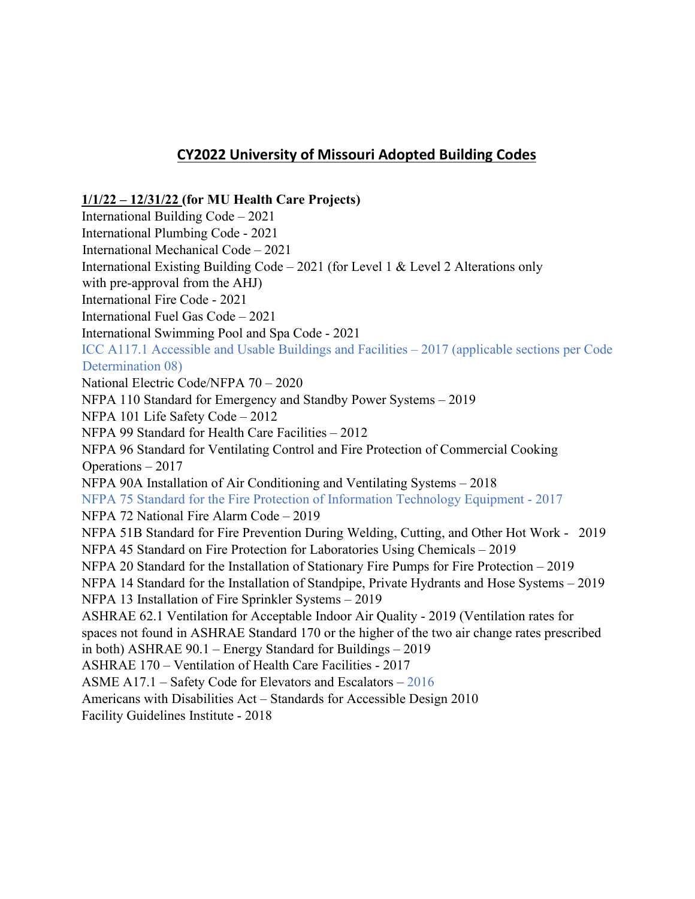# CY2022 University of Missouri Adopted Building Codes

**1/1/22 – 12/31/22 (for MU Health Care Projects)**

International Building Code – 2021
International Plumbing Code - 2021
International Mechanical Code – 2021
International Existing Building Code – 2021 (for Level 1 & Level 2 Alterations only with pre-approval from the AHJ)
International Fire Code - 2021
International Fuel Gas Code – 2021
International Swimming Pool and Spa Code - 2021
ICC A117.1 Accessible and Usable Buildings and Facilities – 2017 (applicable sections per Code Determination 08)
National Electric Code/NFPA 70 – 2020
NFPA 110 Standard for Emergency and Standby Power Systems – 2019
NFPA 101 Life Safety Code – 2012
NFPA 99 Standard for Health Care Facilities – 2012
NFPA 96 Standard for Ventilating Control and Fire Protection of Commercial Cooking Operations – 2017
NFPA 90A Installation of Air Conditioning and Ventilating Systems – 2018
NFPA 75 Standard for the Fire Protection of Information Technology Equipment - 2017
NFPA 72 National Fire Alarm Code – 2019
NFPA 51B Standard for Fire Prevention During Welding, Cutting, and Other Hot Work - 2019
NFPA 45 Standard on Fire Protection for Laboratories Using Chemicals – 2019
NFPA 20 Standard for the Installation of Stationary Fire Pumps for Fire Protection – 2019
NFPA 14 Standard for the Installation of Standpipe, Private Hydrants and Hose Systems – 2019
NFPA 13 Installation of Fire Sprinkler Systems – 2019
ASHRAE 62.1 Ventilation for Acceptable Indoor Air Quality - 2019 (Ventilation rates for spaces not found in ASHRAE Standard 170 or the higher of the two air change rates prescribed in both) ASHRAE 90.1 – Energy Standard for Buildings – 2019
ASHRAE 170 – Ventilation of Health Care Facilities - 2017
ASME A17.1 – Safety Code for Elevators and Escalators – 2016
Americans with Disabilities Act – Standards for Accessible Design 2010
Facility Guidelines Institute - 2018